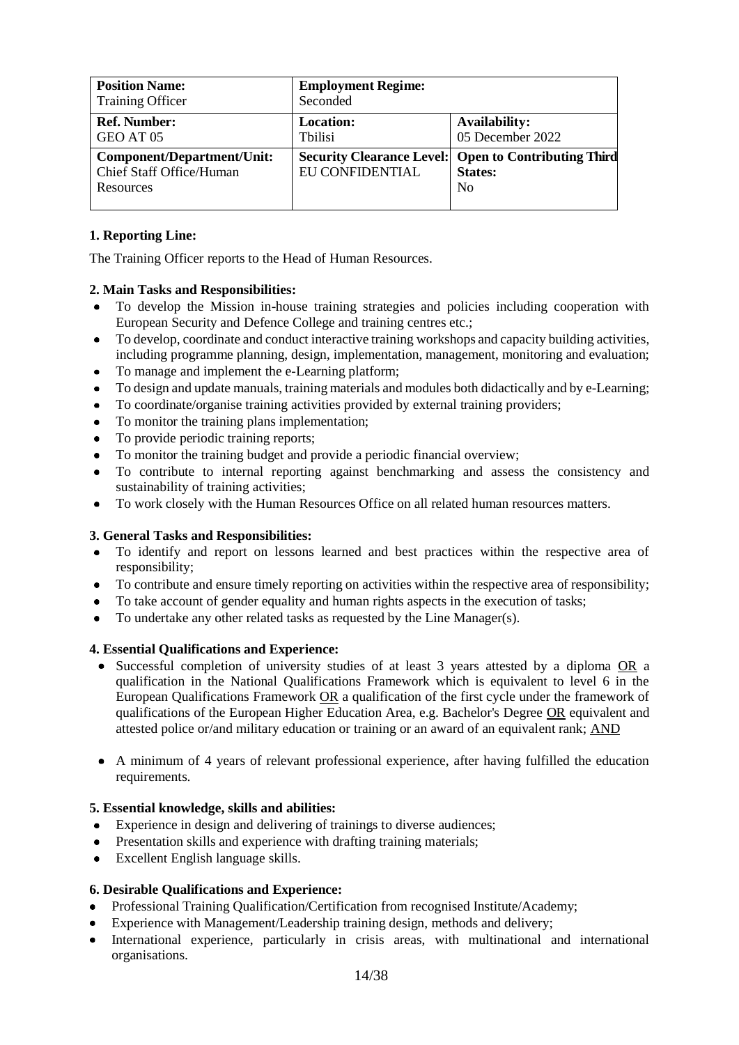| **Position Name:**<br>Training Officer | **Employment Regime:**<br>Seconded | |
|---|---|---|
| **Ref. Number:**<br>GEO AT 05 | **Location:**<br>Tbilisi | **Availability:**<br>05 December 2022 |
| **Component/Department/Unit:**<br>Chief Staff Office/Human Resources | **Security Clearance Level:**<br>EU CONFIDENTIAL | **Open to Contributing Third States:**<br>No |

**1. Reporting Line:**

The Training Officer reports to the Head of Human Resources.

**2. Main Tasks and Responsibilities:**

- To develop the Mission in-house training strategies and policies including cooperation with European Security and Defence College and training centres etc.;
- To develop, coordinate and conduct interactive training workshops and capacity building activities, including programme planning, design, implementation, management, monitoring and evaluation;
- To manage and implement the e-Learning platform;
- To design and update manuals, training materials and modules both didactically and by e-Learning;
- To coordinate/organise training activities provided by external training providers;
- To monitor the training plans implementation;
- To provide periodic training reports;
- To monitor the training budget and provide a periodic financial overview;
- To contribute to internal reporting against benchmarking and assess the consistency and sustainability of training activities;
- To work closely with the Human Resources Office on all related human resources matters.

**3. General Tasks and Responsibilities:**

- To identify and report on lessons learned and best practices within the respective area of responsibility;
- To contribute and ensure timely reporting on activities within the respective area of responsibility;
- To take account of gender equality and human rights aspects in the execution of tasks;
- To undertake any other related tasks as requested by the Line Manager(s).

**4. Essential Qualifications and Experience:**

- Successful completion of university studies of at least 3 years attested by a diploma OR a qualification in the National Qualifications Framework which is equivalent to level 6 in the European Qualifications Framework OR a qualification of the first cycle under the framework of qualifications of the European Higher Education Area, e.g. Bachelor's Degree OR equivalent and attested police or/and military education or training or an award of an equivalent rank; AND

- A minimum of 4 years of relevant professional experience, after having fulfilled the education requirements.

**5. Essential knowledge, skills and abilities:**

- Experience in design and delivering of trainings to diverse audiences;
- Presentation skills and experience with drafting training materials;
- Excellent English language skills.

**6. Desirable Qualifications and Experience:**

- Professional Training Qualification/Certification from recognised Institute/Academy;
- Experience with Management/Leadership training design, methods and delivery;
- International experience, particularly in crisis areas, with multinational and international organisations.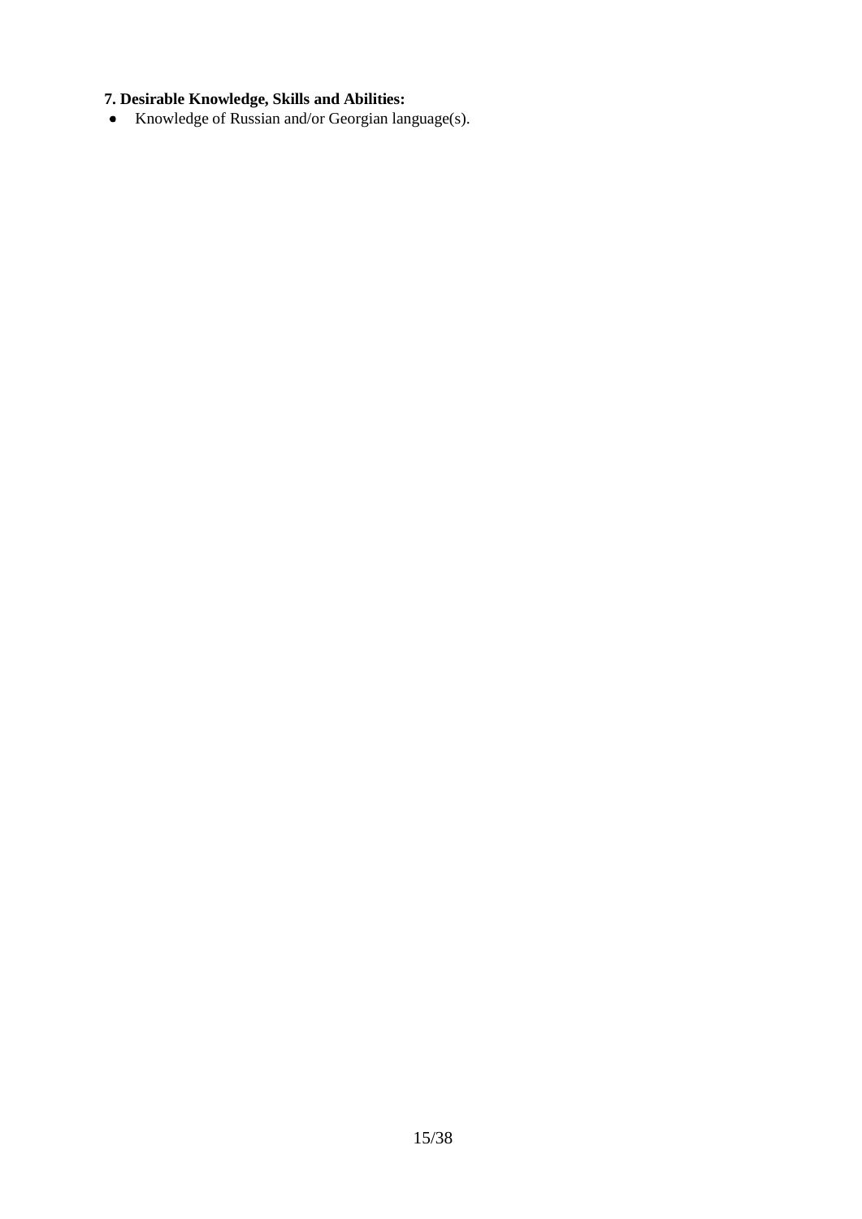**7. Desirable Knowledge, Skills and Abilities:**

- Knowledge of Russian and/or Georgian language(s).